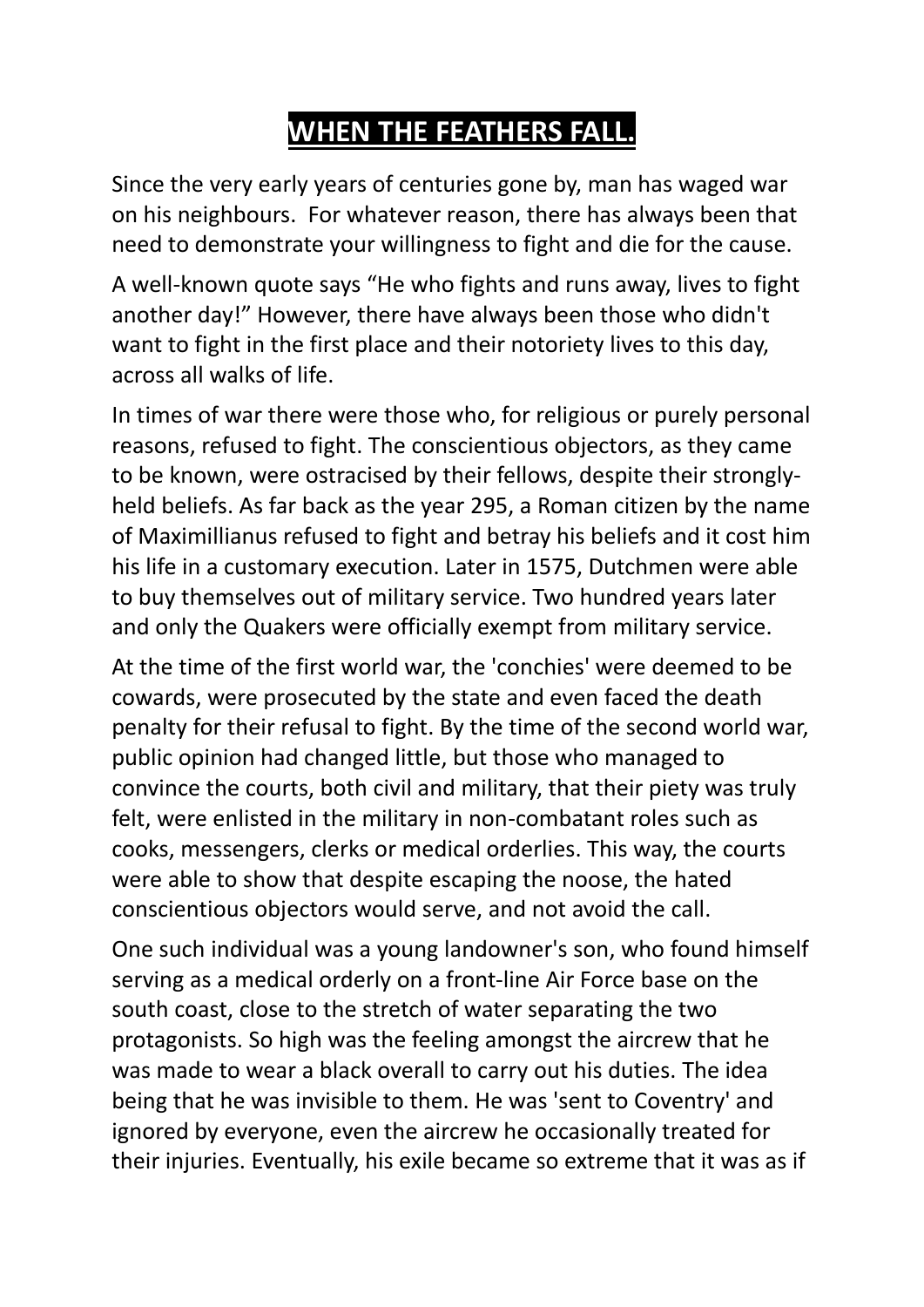# **WHEN THE FEATHERS FALL.**

Since the very early years of centuries gone by, man has waged war on his neighbours. For whatever reason, there has always been that need to demonstrate your willingness to fight and die for the cause.

A well-known quote says "He who fights and runs away, lives to fight another day!" However, there have always been those who didn't want to fight in the first place and their notoriety lives to this day, across all walks of life.

In times of war there were those who, for religious or purely personal reasons, refused to fight. The conscientious objectors, as they came to be known, were ostracised by their fellows, despite their strongly-held beliefs. As far back as the year 295, a Roman citizen by the name of Maximillianus refused to fight and betray his beliefs and it cost him his life in a customary execution. Later in 1575, Dutchmen were able to buy themselves out of military service. Two hundred years later and only the Quakers were officially exempt from military service.

At the time of the first world war, the 'conchies' were deemed to be cowards, were prosecuted by the state and even faced the death penalty for their refusal to fight. By the time of the second world war, public opinion had changed little, but those who managed to convince the courts, both civil and military, that their piety was truly felt, were enlisted in the military in non-combatant roles such as cooks, messengers, clerks or medical orderlies. This way, the courts were able to show that despite escaping the noose, the hated conscientious objectors would serve, and not avoid the call.

One such individual was a young landowner's son, who found himself serving as a medical orderly on a front-line Air Force base on the south coast, close to the stretch of water separating the two protagonists. So high was the feeling amongst the aircrew that he was made to wear a black overall to carry out his duties. The idea being that he was invisible to them. He was 'sent to Coventry' and ignored by everyone, even the aircrew he occasionally treated for their injuries. Eventually, his exile became so extreme that it was as if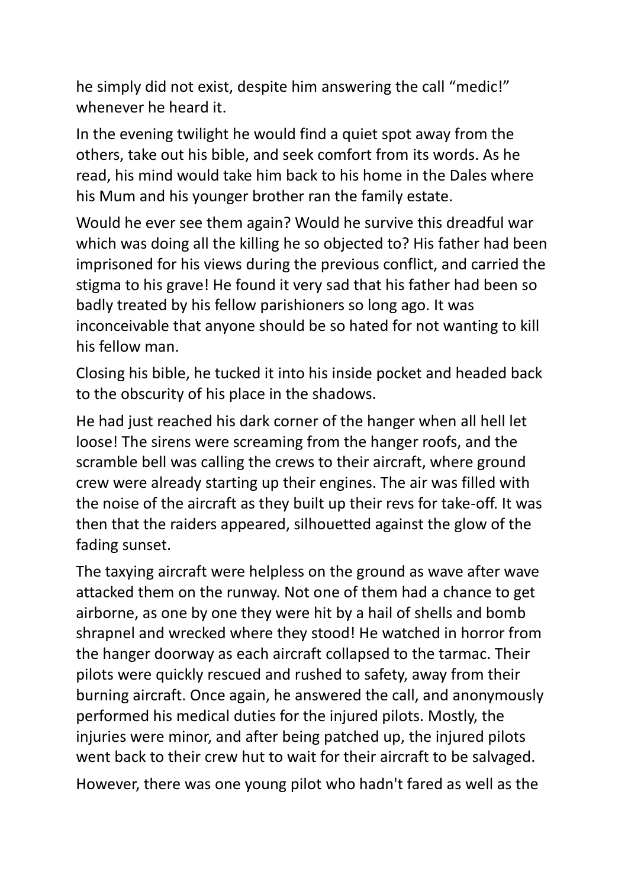he simply did not exist, despite him answering the call "medic!" whenever he heard it.

In the evening twilight he would find a quiet spot away from the others, take out his bible, and seek comfort from its words. As he read, his mind would take him back to his home in the Dales where his Mum and his younger brother ran the family estate.

Would he ever see them again? Would he survive this dreadful war which was doing all the killing he so objected to? His father had been imprisoned for his views during the previous conflict, and carried the stigma to his grave! He found it very sad that his father had been so badly treated by his fellow parishioners so long ago. It was inconceivable that anyone should be so hated for not wanting to kill his fellow man.

Closing his bible, he tucked it into his inside pocket and headed back to the obscurity of his place in the shadows.

He had just reached his dark corner of the hanger when all hell let loose! The sirens were screaming from the hanger roofs, and the scramble bell was calling the crews to their aircraft, where ground crew were already starting up their engines. The air was filled with the noise of the aircraft as they built up their revs for take-off. It was then that the raiders appeared, silhouetted against the glow of the fading sunset.

The taxying aircraft were helpless on the ground as wave after wave attacked them on the runway. Not one of them had a chance to get airborne, as one by one they were hit by a hail of shells and bomb shrapnel and wrecked where they stood! He watched in horror from the hanger doorway as each aircraft collapsed to the tarmac. Their pilots were quickly rescued and rushed to safety, away from their burning aircraft. Once again, he answered the call, and anonymously performed his medical duties for the injured pilots. Mostly, the injuries were minor, and after being patched up, the injured pilots went back to their crew hut to wait for their aircraft to be salvaged.

However, there was one young pilot who hadn't fared as well as the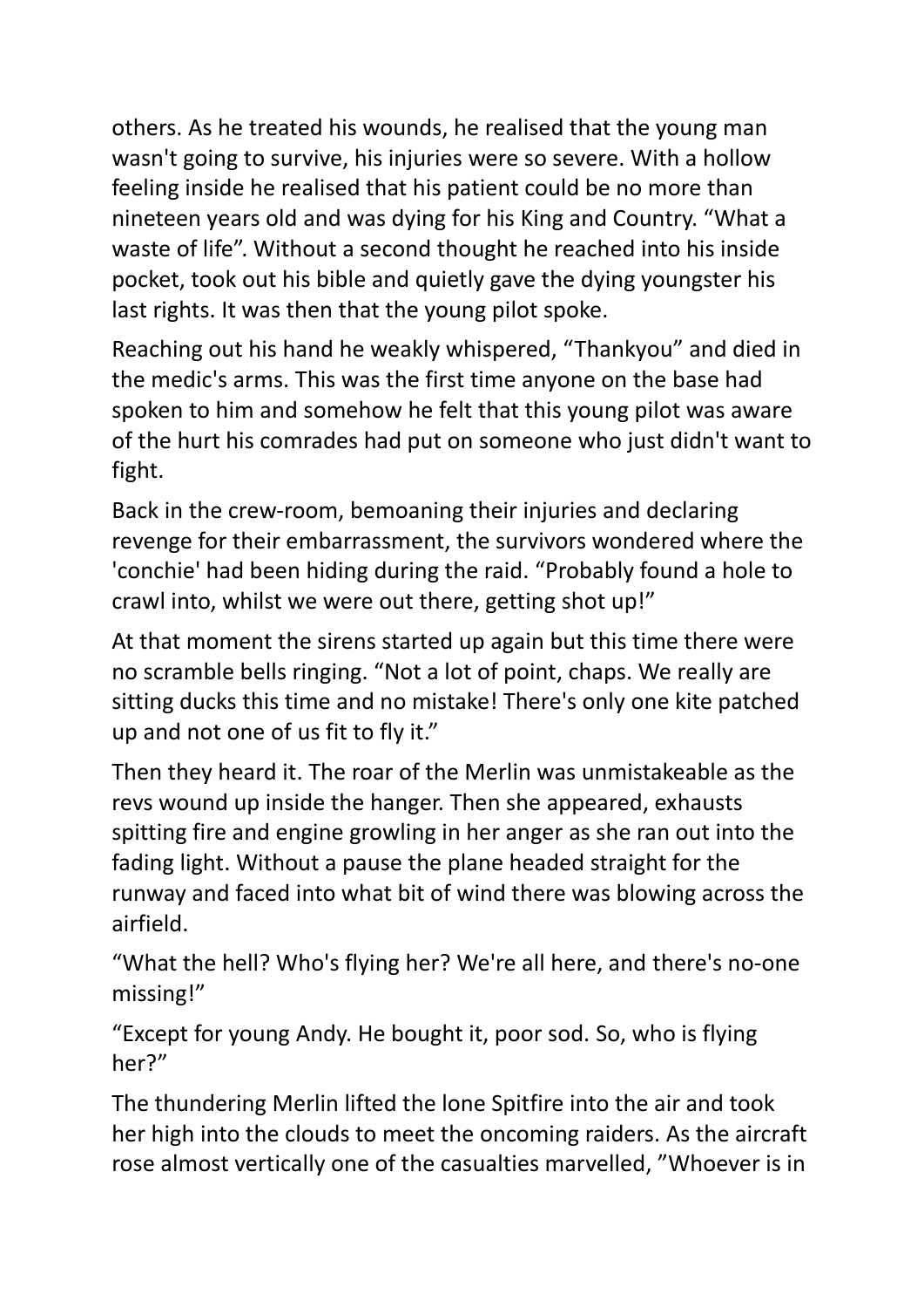others. As he treated his wounds, he realised that the young man wasn't going to survive, his injuries were so severe. With a hollow feeling inside he realised that his patient could be no more than nineteen years old and was dying for his King and Country. “What a waste of life”. Without a second thought he reached into his inside pocket, took out his bible and quietly gave the dying youngster his last rights. It was then that the young pilot spoke.

Reaching out his hand he weakly whispered, “Thankyou” and died in the medic's arms. This was the first time anyone on the base had spoken to him and somehow he felt that this young pilot was aware of the hurt his comrades had put on someone who just didn't want to fight.

Back in the crew-room, bemoaning their injuries and declaring revenge for their embarrassment, the survivors wondered where the 'conchie' had been hiding during the raid. “Probably found a hole to crawl into, whilst we were out there, getting shot up!”

At that moment the sirens started up again but this time there were no scramble bells ringing. “Not a lot of point, chaps. We really are sitting ducks this time and no mistake! There's only one kite patched up and not one of us fit to fly it.”

Then they heard it. The roar of the Merlin was unmistakeable as the revs wound up inside the hanger. Then she appeared, exhausts spitting fire and engine growling in her anger as she ran out into the fading light. Without a pause the plane headed straight for the runway and faced into what bit of wind there was blowing across the airfield.

“What the hell? Who's flying her? We're all here, and there's no-one missing!”

“Except for young Andy. He bought it, poor sod. So, who is flying her?”

The thundering Merlin lifted the lone Spitfire into the air and took her high into the clouds to meet the oncoming raiders. As the aircraft rose almost vertically one of the casualties marvelled, ”Whoever is in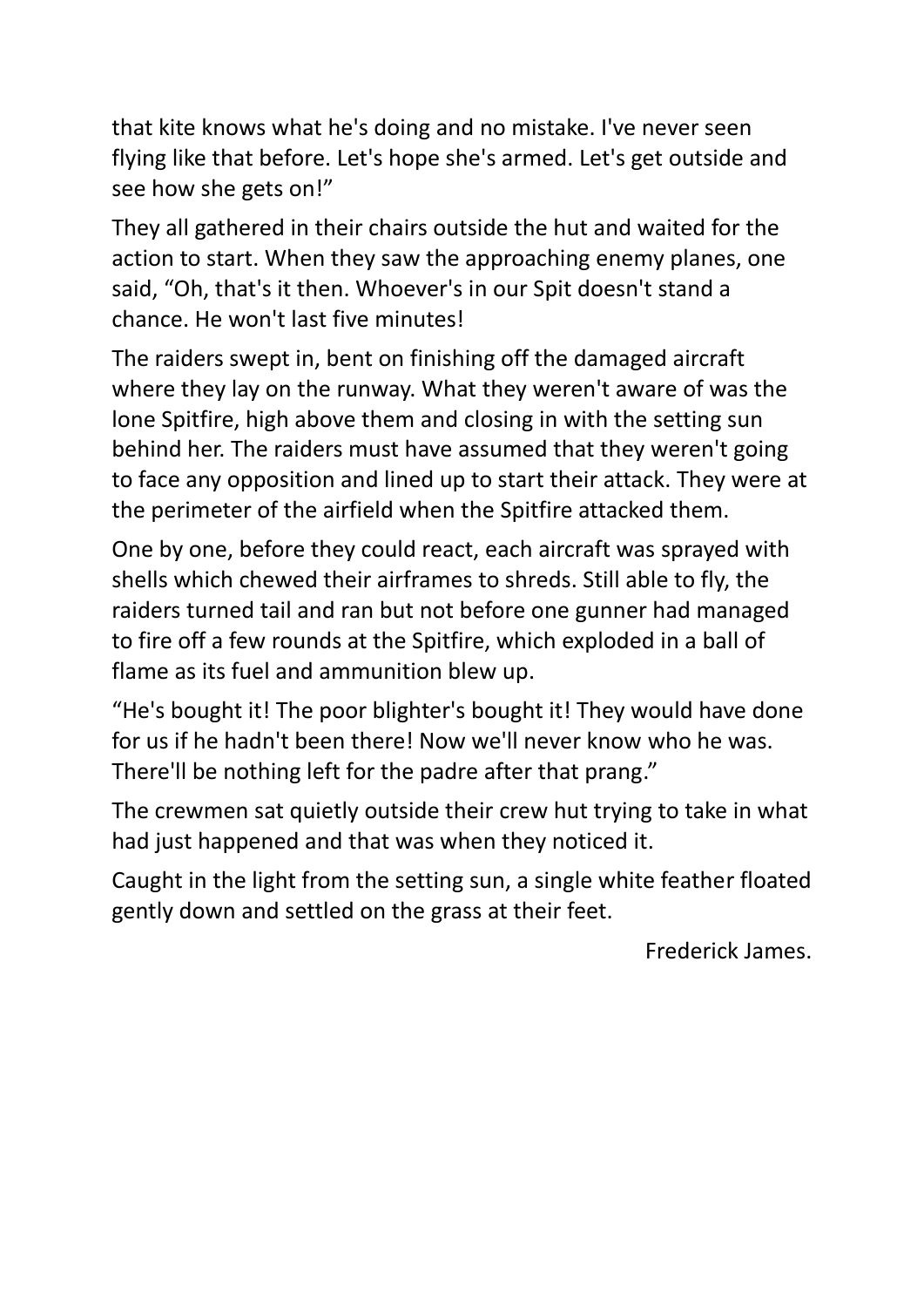that kite knows what he's doing and no mistake. I've never seen flying like that before. Let's hope she's armed. Let's get outside and see how she gets on!"

They all gathered in their chairs outside the hut and waited for the action to start. When they saw the approaching enemy planes, one said, "Oh, that's it then. Whoever's in our Spit doesn't stand a chance. He won't last five minutes!

The raiders swept in, bent on finishing off the damaged aircraft where they lay on the runway. What they weren't aware of was the lone Spitfire, high above them and closing in with the setting sun behind her. The raiders must have assumed that they weren't going to face any opposition and lined up to start their attack. They were at the perimeter of the airfield when the Spitfire attacked them.

One by one, before they could react, each aircraft was sprayed with shells which chewed their airframes to shreds. Still able to fly, the raiders turned tail and ran but not before one gunner had managed to fire off a few rounds at the Spitfire, which exploded in a ball of flame as its fuel and ammunition blew up.

"He's bought it! The poor blighter's bought it! They would have done for us if he hadn't been there! Now we'll never know who he was. There'll be nothing left for the padre after that prang."

The crewmen sat quietly outside their crew hut trying to take in what had just happened and that was when they noticed it.

Caught in the light from the setting sun, a single white feather floated gently down and settled on the grass at their feet.

Frederick James.